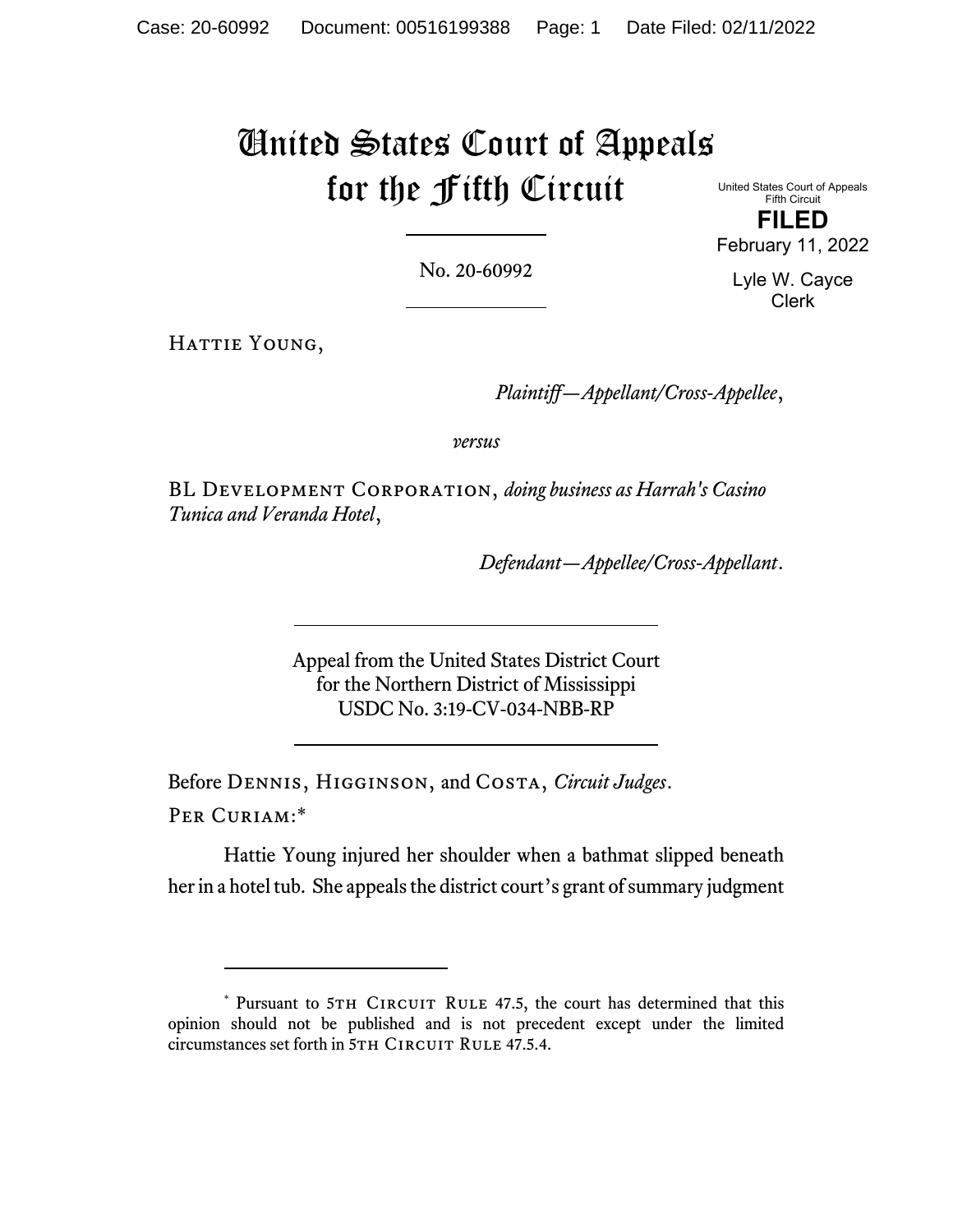# United States Court of Appeals for the Fifth Circuit

United States Court of Appeals
Fifth Circuit

**FILED**

February 11, 2022

Lyle W. Cayce
Clerk

No. 20-60992

Hattie Young,

*Plaintiff—Appellant/Cross-Appellee*,

*versus*

BL Development Corporation, *doing business as Harrah's Casino Tunica and Veranda Hotel*,

*Defendant—Appellee/Cross-Appellant*.

Appeal from the United States District Court
for the Northern District of Mississippi
USDC No. 3:19-CV-034-NBB-RP

Before Dennis, Higginson, and Costa, *Circuit Judges*.

Per Curiam:*

Hattie Young injured her shoulder when a bathmat slipped beneath her in a hotel tub. She appeals the district court's grant of summary judgment

---

\* Pursuant to 5th Circuit Rule 47.5, the court has determined that this opinion should not be published and is not precedent except under the limited circumstances set forth in 5th Circuit Rule 47.5.4.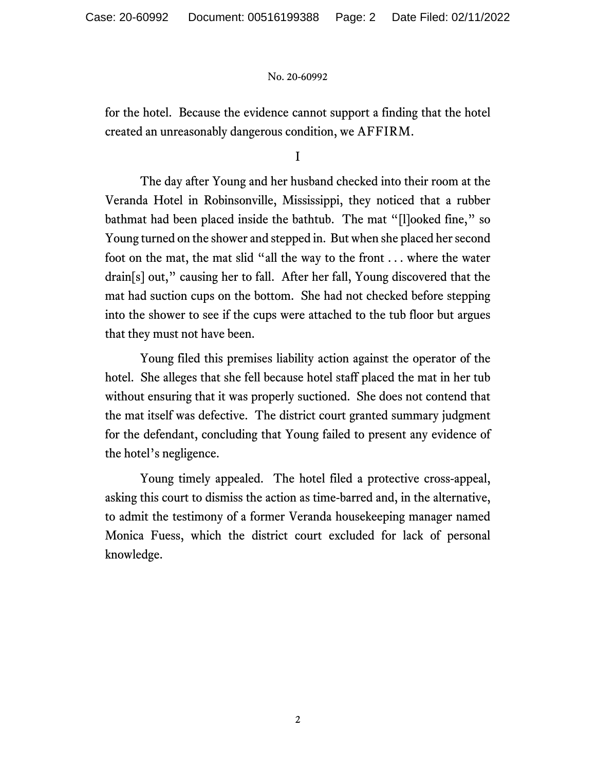for the hotel. Because the evidence cannot support a finding that the hotel created an unreasonably dangerous condition, we AFFIRM.

I

The day after Young and her husband checked into their room at the Veranda Hotel in Robinsonville, Mississippi, they noticed that a rubber bathmat had been placed inside the bathtub. The mat "[l]ooked fine," so Young turned on the shower and stepped in. But when she placed her second foot on the mat, the mat slid "all the way to the front . . . where the water drain[s] out," causing her to fall. After her fall, Young discovered that the mat had suction cups on the bottom. She had not checked before stepping into the shower to see if the cups were attached to the tub floor but argues that they must not have been.

Young filed this premises liability action against the operator of the hotel. She alleges that she fell because hotel staff placed the mat in her tub without ensuring that it was properly suctioned. She does not contend that the mat itself was defective. The district court granted summary judgment for the defendant, concluding that Young failed to present any evidence of the hotel's negligence.

Young timely appealed. The hotel filed a protective cross-appeal, asking this court to dismiss the action as time-barred and, in the alternative, to admit the testimony of a former Veranda housekeeping manager named Monica Fuess, which the district court excluded for lack of personal knowledge.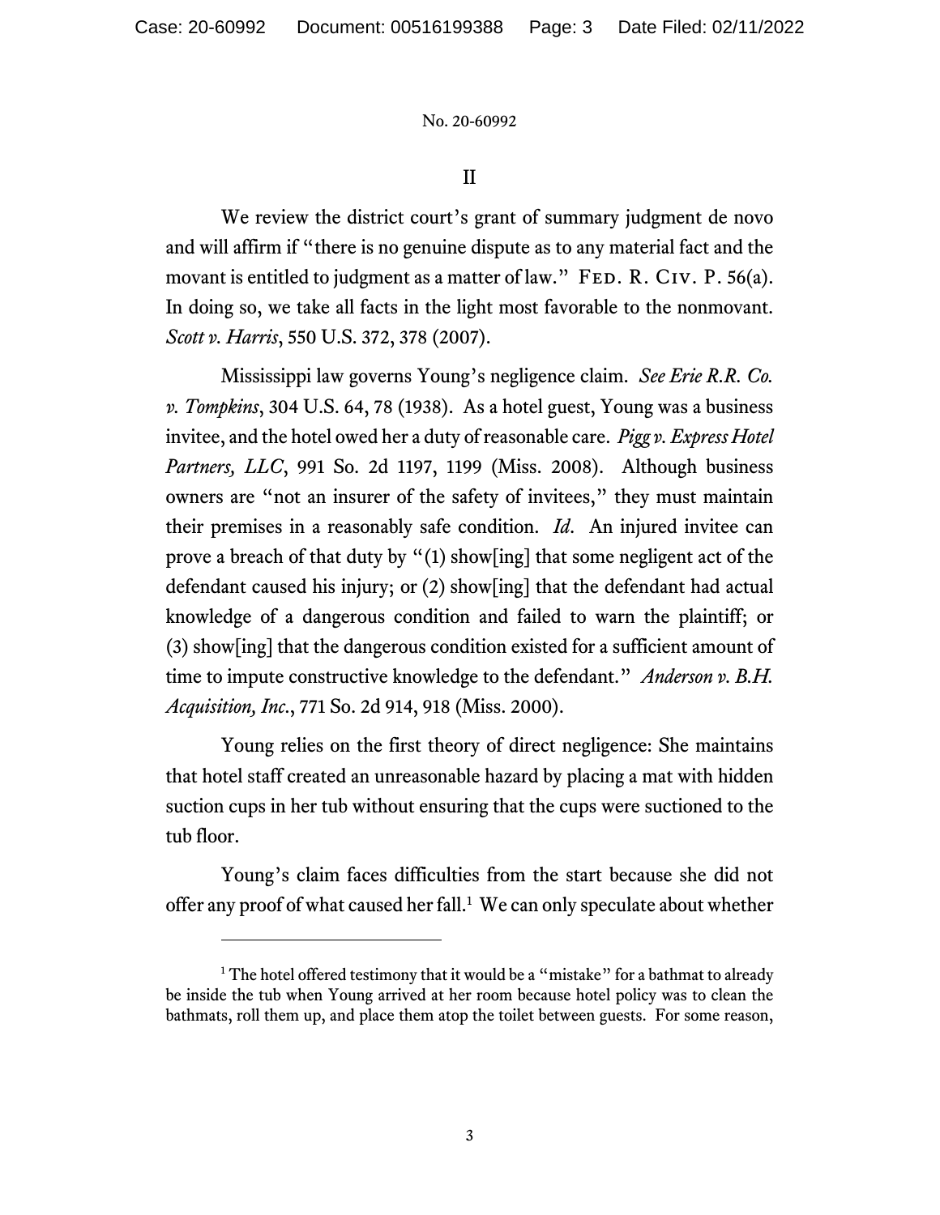## II

We review the district court's grant of summary judgment de novo and will affirm if "there is no genuine dispute as to any material fact and the movant is entitled to judgment as a matter of law." FED. R. CIV. P. 56(a). In doing so, we take all facts in the light most favorable to the nonmovant. *Scott v. Harris*, 550 U.S. 372, 378 (2007).

Mississippi law governs Young's negligence claim. *See Erie R.R. Co. v. Tompkins*, 304 U.S. 64, 78 (1938). As a hotel guest, Young was a business invitee, and the hotel owed her a duty of reasonable care. *Pigg v. Express Hotel Partners, LLC*, 991 So. 2d 1197, 1199 (Miss. 2008). Although business owners are "not an insurer of the safety of invitees," they must maintain their premises in a reasonably safe condition. *Id*. An injured invitee can prove a breach of that duty by "(1) show[ing] that some negligent act of the defendant caused his injury; or (2) show[ing] that the defendant had actual knowledge of a dangerous condition and failed to warn the plaintiff; or (3) show[ing] that the dangerous condition existed for a sufficient amount of time to impute constructive knowledge to the defendant." *Anderson v. B.H. Acquisition, Inc.*, 771 So. 2d 914, 918 (Miss. 2000).

Young relies on the first theory of direct negligence: She maintains that hotel staff created an unreasonable hazard by placing a mat with hidden suction cups in her tub without ensuring that the cups were suctioned to the tub floor.

Young's claim faces difficulties from the start because she did not offer any proof of what caused her fall.[1] We can only speculate about whether

[1] The hotel offered testimony that it would be a "mistake" for a bathmat to already be inside the tub when Young arrived at her room because hotel policy was to clean the bathmats, roll them up, and place them atop the toilet between guests. For some reason,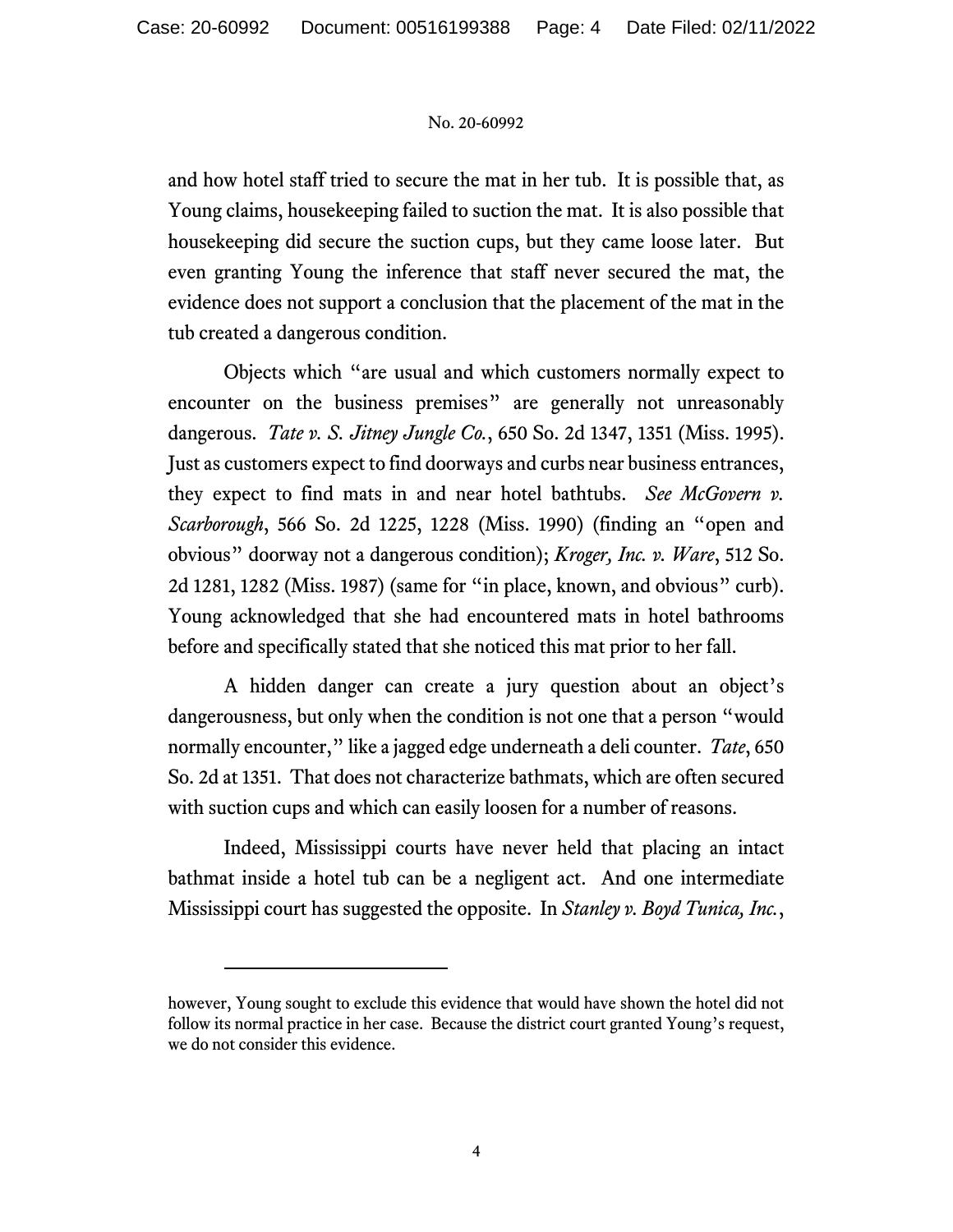and how hotel staff tried to secure the mat in her tub. It is possible that, as Young claims, housekeeping failed to suction the mat. It is also possible that housekeeping did secure the suction cups, but they came loose later. But even granting Young the inference that staff never secured the mat, the evidence does not support a conclusion that the placement of the mat in the tub created a dangerous condition.

Objects which "are usual and which customers normally expect to encounter on the business premises" are generally not unreasonably dangerous. *Tate v. S. Jitney Jungle Co.*, 650 So. 2d 1347, 1351 (Miss. 1995). Just as customers expect to find doorways and curbs near business entrances, they expect to find mats in and near hotel bathtubs. *See McGovern v. Scarborough*, 566 So. 2d 1225, 1228 (Miss. 1990) (finding an "open and obvious" doorway not a dangerous condition); *Kroger, Inc. v. Ware*, 512 So. 2d 1281, 1282 (Miss. 1987) (same for "in place, known, and obvious" curb). Young acknowledged that she had encountered mats in hotel bathrooms before and specifically stated that she noticed this mat prior to her fall.

A hidden danger can create a jury question about an object's dangerousness, but only when the condition is not one that a person "would normally encounter," like a jagged edge underneath a deli counter. *Tate*, 650 So. 2d at 1351. That does not characterize bathmats, which are often secured with suction cups and which can easily loosen for a number of reasons.

Indeed, Mississippi courts have never held that placing an intact bathmat inside a hotel tub can be a negligent act. And one intermediate Mississippi court has suggested the opposite. In *Stanley v. Boyd Tunica, Inc.*,

---

however, Young sought to exclude this evidence that would have shown the hotel did not follow its normal practice in her case. Because the district court granted Young's request, we do not consider this evidence.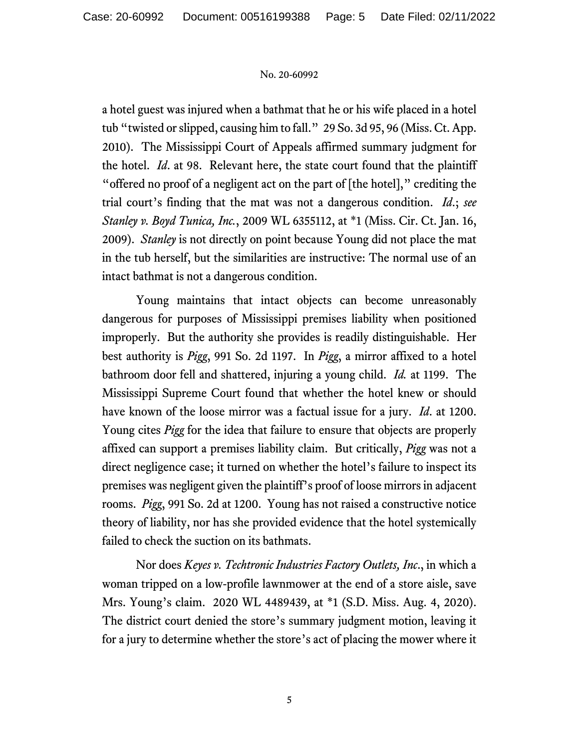a hotel guest was injured when a bathmat that he or his wife placed in a hotel tub "twisted or slipped, causing him to fall." 29 So. 3d 95, 96 (Miss. Ct. App. 2010). The Mississippi Court of Appeals affirmed summary judgment for the hotel. *Id*. at 98. Relevant here, the state court found that the plaintiff "offered no proof of a negligent act on the part of [the hotel]," crediting the trial court's finding that the mat was not a dangerous condition. *Id*.; *see Stanley v. Boyd Tunica, Inc.*, 2009 WL 6355112, at *1 (Miss. Cir. Ct. Jan. 16, 2009). *Stanley* is not directly on point because Young did not place the mat in the tub herself, but the similarities are instructive: The normal use of an intact bathmat is not a dangerous condition.

Young maintains that intact objects can become unreasonably dangerous for purposes of Mississippi premises liability when positioned improperly. But the authority she provides is readily distinguishable. Her best authority is *Pigg*, 991 So. 2d 1197. In *Pigg*, a mirror affixed to a hotel bathroom door fell and shattered, injuring a young child. *Id.* at 1199. The Mississippi Supreme Court found that whether the hotel knew or should have known of the loose mirror was a factual issue for a jury. *Id*. at 1200. Young cites *Pigg* for the idea that failure to ensure that objects are properly affixed can support a premises liability claim. But critically, *Pigg* was not a direct negligence case; it turned on whether the hotel's failure to inspect its premises was negligent given the plaintiff's proof of loose mirrors in adjacent rooms. *Pigg*, 991 So. 2d at 1200. Young has not raised a constructive notice theory of liability, nor has she provided evidence that the hotel systemically failed to check the suction on its bathmats.

Nor does *Keyes v. Techtronic Industries Factory Outlets, Inc*., in which a woman tripped on a low-profile lawnmower at the end of a store aisle, save Mrs. Young's claim. 2020 WL 4489439, at *1 (S.D. Miss. Aug. 4, 2020). The district court denied the store's summary judgment motion, leaving it for a jury to determine whether the store's act of placing the mower where it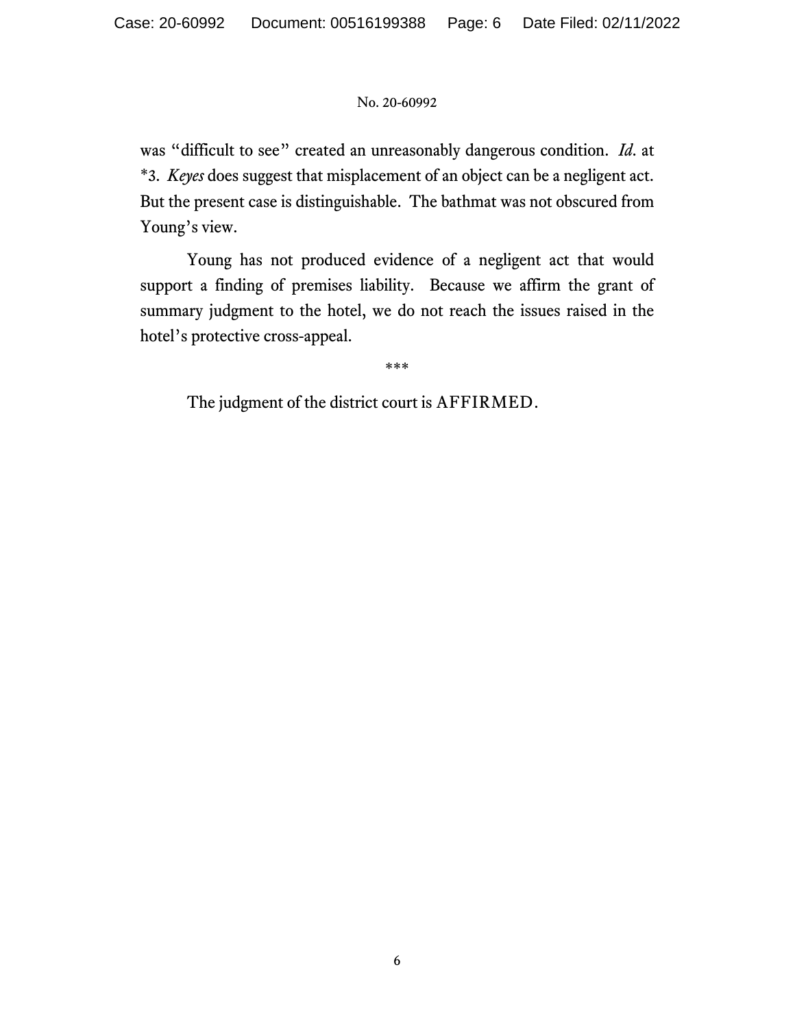was "difficult to see" created an unreasonably dangerous condition. *Id*. at *3. *Keyes* does suggest that misplacement of an object can be a negligent act. But the present case is distinguishable. The bathmat was not obscured from Young's view.

Young has not produced evidence of a negligent act that would support a finding of premises liability. Because we affirm the grant of summary judgment to the hotel, we do not reach the issues raised in the hotel's protective cross-appeal.

***

The judgment of the district court is AFFIRMED.